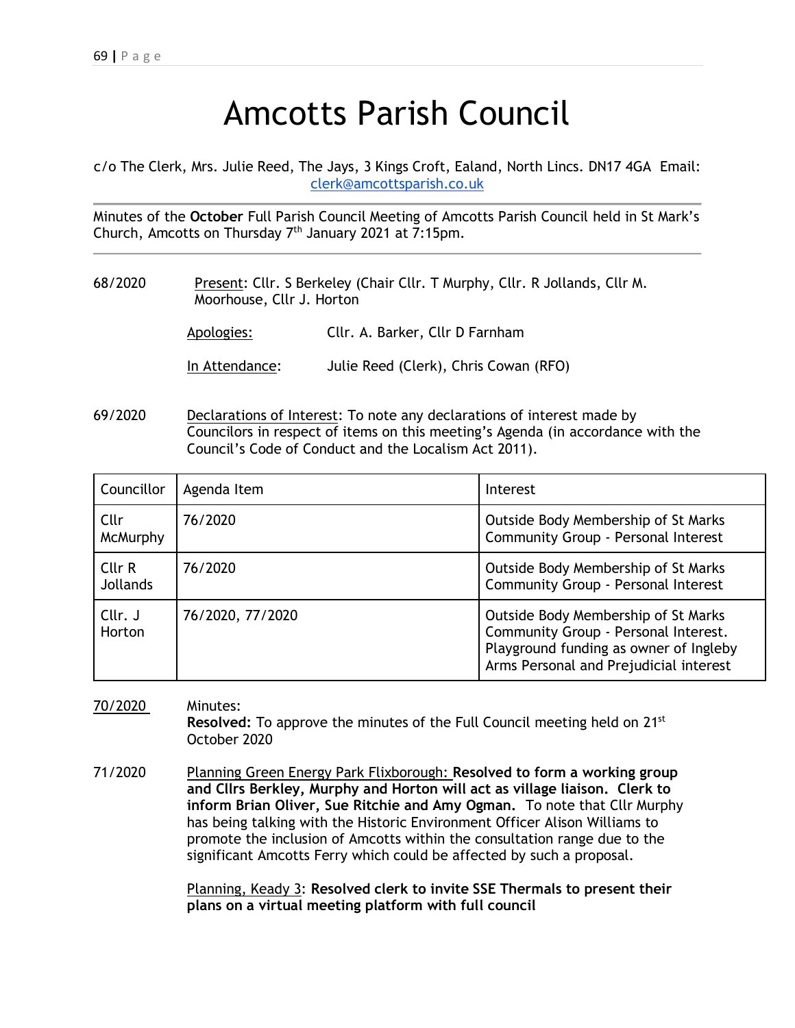# Amcotts Parish Council

c/o The Clerk, Mrs. Julie Reed, The Jays, 3 Kings Croft, Ealand, North Lincs. DN17 4GA Email: clerk@amcottsparish.co.uk

Minutes of the **October** Full Parish Council Meeting of Amcotts Parish Council held in St Mark's Church, Amcotts on Thursday 7th January 2021 at 7:15pm.

---

68/2020 Present: Cllr. S Berkeley (Chair Cllr. T Murphy, Cllr. R Jollands, Cllr M. Moorhouse, Cllr J. Horton

Apologies: Cllr. A. Barker, Cllr D Farnham

In Attendance: Julie Reed (Clerk), Chris Cowan (RFO)

69/2020 Declarations of Interest: To note any declarations of interest made by Councilors in respect of items on this meeting's Agenda (in accordance with the Council's Code of Conduct and the Localism Act 2011).

| Councillor | Agenda Item | Interest |
|---|---|---|
| Cllr McMurphy | 76/2020 | Outside Body Membership of St Marks Community Group - Personal Interest |
| Cllr R Jollands | 76/2020 | Outside Body Membership of St Marks Community Group - Personal Interest |
| Cllr. J Horton | 76/2020, 77/2020 | Outside Body Membership of St Marks Community Group - Personal Interest. Playground funding as owner of Ingleby Arms Personal and Prejudicial interest |

70/2020 Minutes:
**Resolved:** To approve the minutes of the Full Council meeting held on 21st October 2020

71/2020 Planning Green Energy Park Flixborough: **Resolved to form a working group and Cllrs Berkley, Murphy and Horton will act as village liaison. Clerk to inform Brian Oliver, Sue Ritchie and Amy Ogman.** To note that Cllr Murphy has being talking with the Historic Environment Officer Alison Williams to promote the inclusion of Amcotts within the consultation range due to the significant Amcotts Ferry which could be affected by such a proposal.

Planning, Keady 3: **Resolved clerk to invite SSE Thermals to present their plans on a virtual meeting platform with full council**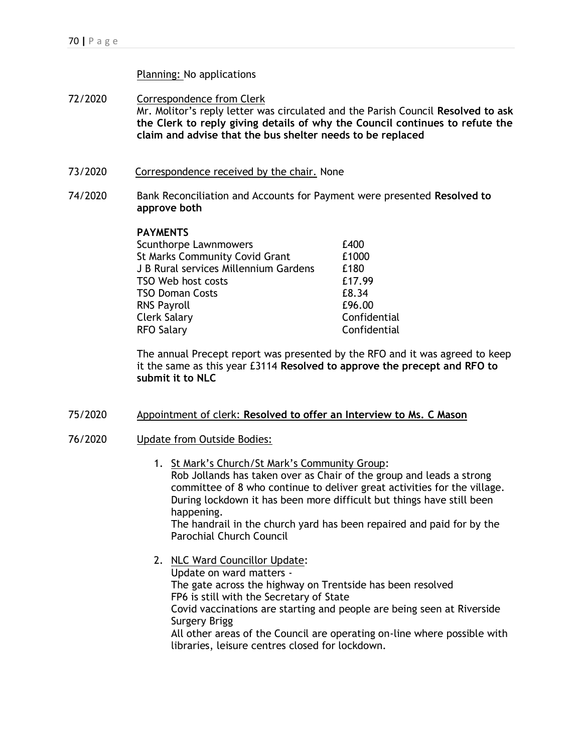Planning: No applications

72/2020 Correspondence from Clerk

Mr. Molitor's reply letter was circulated and the Parish Council **Resolved to ask the Clerk to reply giving details of why the Council continues to refute the claim and advise that the bus shelter needs to be replaced**

73/2020 Correspondence received by the chair. None

74/2020 Bank Reconciliation and Accounts for Payment were presented **Resolved to approve both**

**PAYMENTS**

| | |
|---|---|
| Scunthorpe Lawnmowers | £400 |
| St Marks Community Covid Grant | £1000 |
| J B Rural services Millennium Gardens | £180 |
| TSO Web host costs | £17.99 |
| TSO Doman Costs | £8.34 |
| RNS Payroll | £96.00 |
| Clerk Salary | Confidential |
| RFO Salary | Confidential |

The annual Precept report was presented by the RFO and it was agreed to keep it the same as this year £3114 **Resolved to approve the precept and RFO to submit it to NLC**

75/2020 Appointment of clerk: **Resolved to offer an Interview to Ms. C Mason**

76/2020 Update from Outside Bodies:

1. St Mark's Church/St Mark's Community Group:
   Rob Jollands has taken over as Chair of the group and leads a strong committee of 8 who continue to deliver great activities for the village. During lockdown it has been more difficult but things have still been happening.
   The handrail in the church yard has been repaired and paid for by the Parochial Church Council

2. NLC Ward Councillor Update:
   Update on ward matters -
   The gate across the highway on Trentside has been resolved
   FP6 is still with the Secretary of State
   Covid vaccinations are starting and people are being seen at Riverside Surgery Brigg
   All other areas of the Council are operating on-line where possible with libraries, leisure centres closed for lockdown.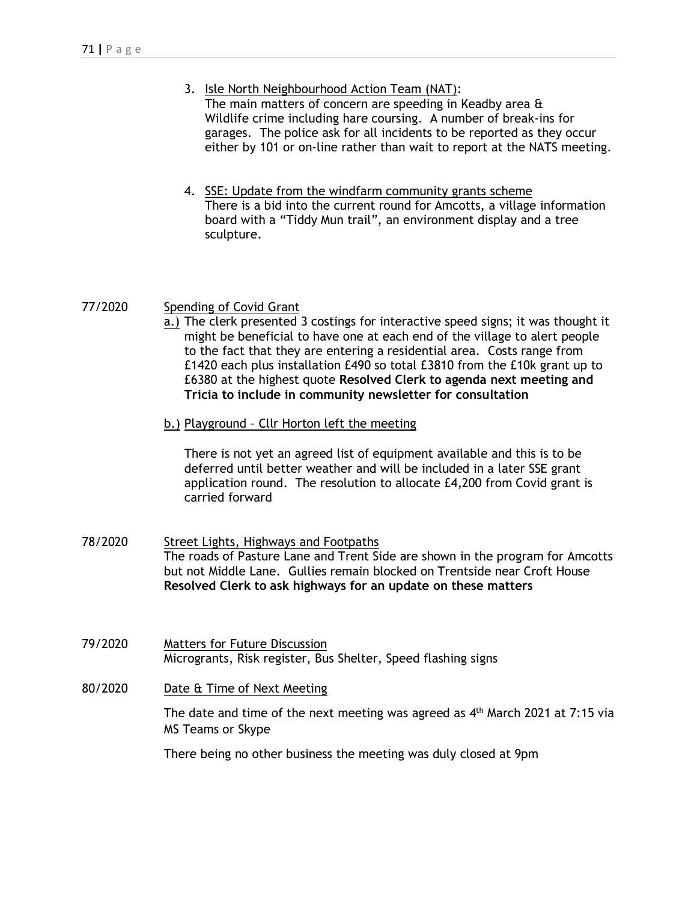3. Isle North Neighbourhood Action Team (NAT):
   The main matters of concern are speeding in Keadby area & Wildlife crime including hare coursing. A number of break-ins for garages. The police ask for all incidents to be reported as they occur either by 101 or on-line rather than wait to report at the NATS meeting.

4. SSE: Update from the windfarm community grants scheme
   There is a bid into the current round for Amcotts, a village information board with a "Tiddy Mun trail", an environment display and a tree sculpture.

77/2020 Spending of Covid Grant

a.) The clerk presented 3 costings for interactive speed signs; it was thought it might be beneficial to have one at each end of the village to alert people to the fact that they are entering a residential area. Costs range from £1420 each plus installation £490 so total £3810 from the £10k grant up to £6380 at the highest quote **Resolved Clerk to agenda next meeting and Tricia to include in community newsletter for consultation**

b.) Playground – Cllr Horton left the meeting

There is not yet an agreed list of equipment available and this is to be deferred until better weather and will be included in a later SSE grant application round. The resolution to allocate £4,200 from Covid grant is carried forward

78/2020 Street Lights, Highways and Footpaths

The roads of Pasture Lane and Trent Side are shown in the program for Amcotts but not Middle Lane. Gullies remain blocked on Trentside near Croft House **Resolved Clerk to ask highways for an update on these matters**

79/2020 Matters for Future Discussion

Micrograints, Risk register, Bus Shelter, Speed flashing signs

80/2020 Date & Time of Next Meeting

The date and time of the next meeting was agreed as 4th March 2021 at 7:15 via MS Teams or Skype

There being no other business the meeting was duly closed at 9pm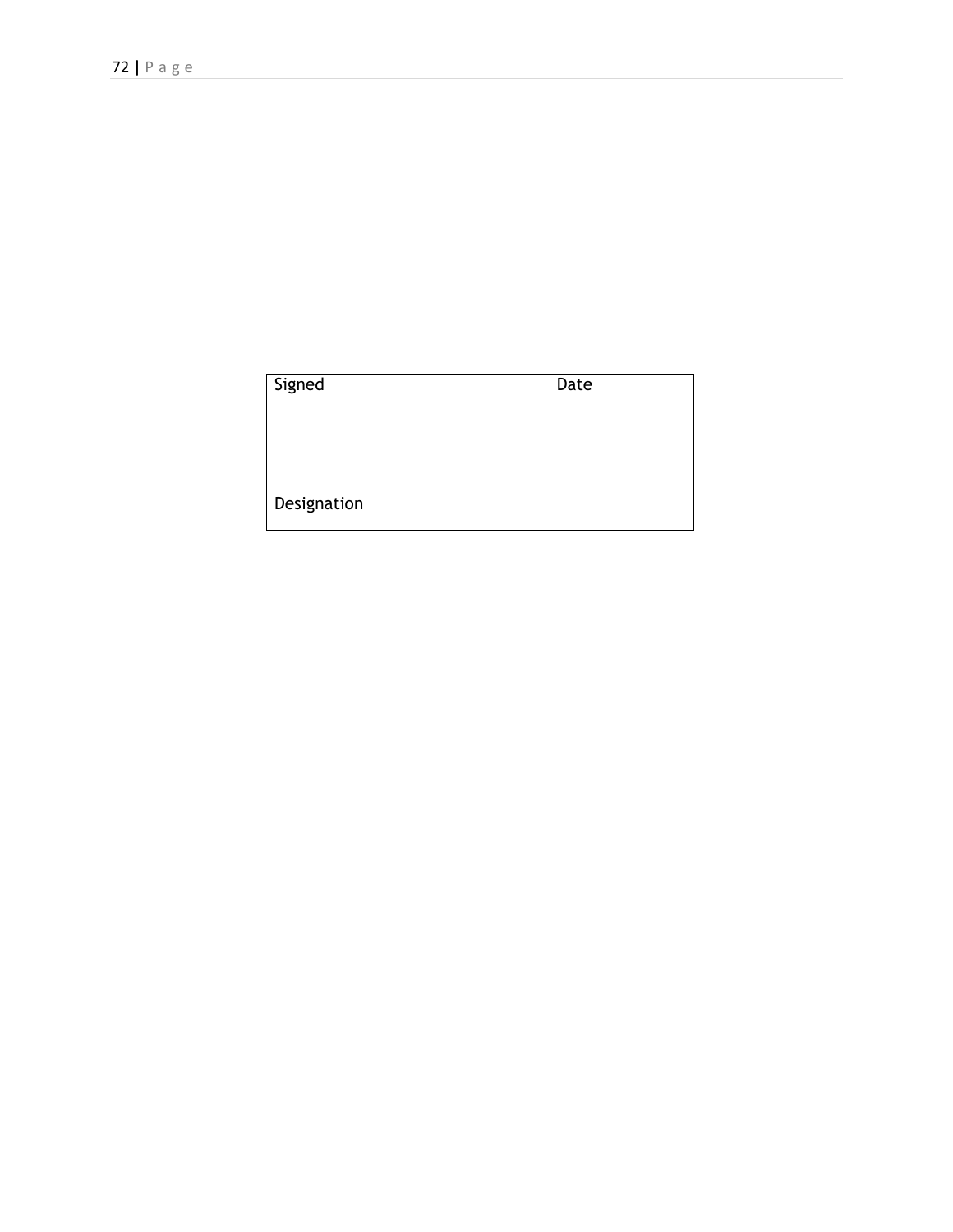| Signed | Date |
| --- | --- |
| Designation | |